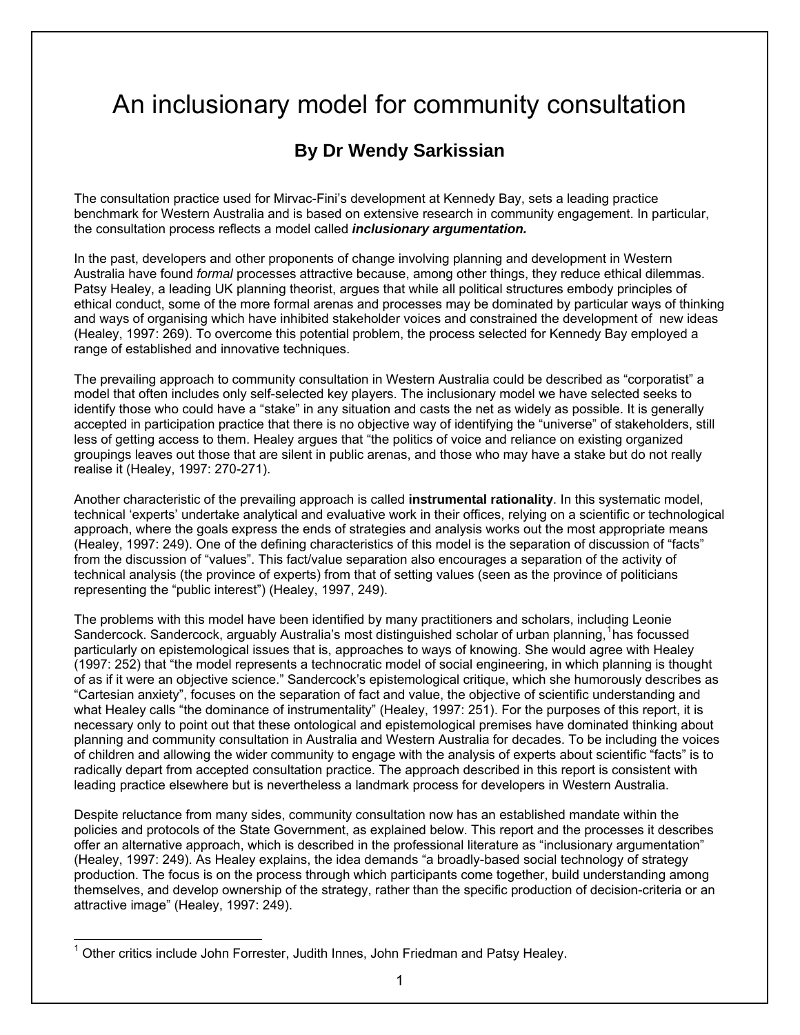# An inclusionary model for community consultation

## By Dr Wendy Sarkissian

The consultation practice used for Mirvac-Fini's development at Kennedy Bay, sets a leading practice benchmark for Western Australia and is based on extensive research in community engagement. In particular, the consultation process reflects a model called ***inclusionary argumentation.***

In the past, developers and other proponents of change involving planning and development in Western Australia have found *formal* processes attractive because, among other things, they reduce ethical dilemmas. Patsy Healey, a leading UK planning theorist, argues that while all political structures embody principles of ethical conduct, some of the more formal arenas and processes may be dominated by particular ways of thinking and ways of organising which have inhibited stakeholder voices and constrained the development of new ideas (Healey, 1997: 269). To overcome this potential problem, the process selected for Kennedy Bay employed a range of established and innovative techniques.

The prevailing approach to community consultation in Western Australia could be described as "corporatist" a model that often includes only self-selected key players. The inclusionary model we have selected seeks to identify those who could have a "stake" in any situation and casts the net as widely as possible. It is generally accepted in participation practice that there is no objective way of identifying the "universe" of stakeholders, still less of getting access to them. Healey argues that "the politics of voice and reliance on existing organized groupings leaves out those that are silent in public arenas, and those who may have a stake but do not really realise it (Healey, 1997: 270-271).

Another characteristic of the prevailing approach is called **instrumental rationality**. In this systematic model, technical 'experts' undertake analytical and evaluative work in their offices, relying on a scientific or technological approach, where the goals express the ends of strategies and analysis works out the most appropriate means (Healey, 1997: 249). One of the defining characteristics of this model is the separation of discussion of "facts" from the discussion of "values". This fact/value separation also encourages a separation of the activity of technical analysis (the province of experts) from that of setting values (seen as the province of politicians representing the "public interest") (Healey, 1997, 249).

The problems with this model have been identified by many practitioners and scholars, including Leonie Sandercock. Sandercock, arguably Australia's most distinguished scholar of urban planning,[1] has focussed particularly on epistemological issues that is, approaches to ways of knowing. She would agree with Healey (1997: 252) that "the model represents a technocratic model of social engineering, in which planning is thought of as if it were an objective science." Sandercock's epistemological critique, which she humorously describes as "Cartesian anxiety", focuses on the separation of fact and value, the objective of scientific understanding and what Healey calls "the dominance of instrumentality" (Healey, 1997: 251). For the purposes of this report, it is necessary only to point out that these ontological and epistemological premises have dominated thinking about planning and community consultation in Australia and Western Australia for decades. To be including the voices of children and allowing the wider community to engage with the analysis of experts about scientific "facts" is to radically depart from accepted consultation practice. The approach described in this report is consistent with leading practice elsewhere but is nevertheless a landmark process for developers in Western Australia.

Despite reluctance from many sides, community consultation now has an established mandate within the policies and protocols of the State Government, as explained below. This report and the processes it describes offer an alternative approach, which is described in the professional literature as "inclusionary argumentation" (Healey, 1997: 249). As Healey explains, the idea demands "a broadly-based social technology of strategy production. The focus is on the process through which participants come together, build understanding among themselves, and develop ownership of the strategy, rather than the specific production of decision-criteria or an attractive image" (Healey, 1997: 249).

---

[1] Other critics include John Forrester, Judith Innes, John Friedman and Patsy Healey.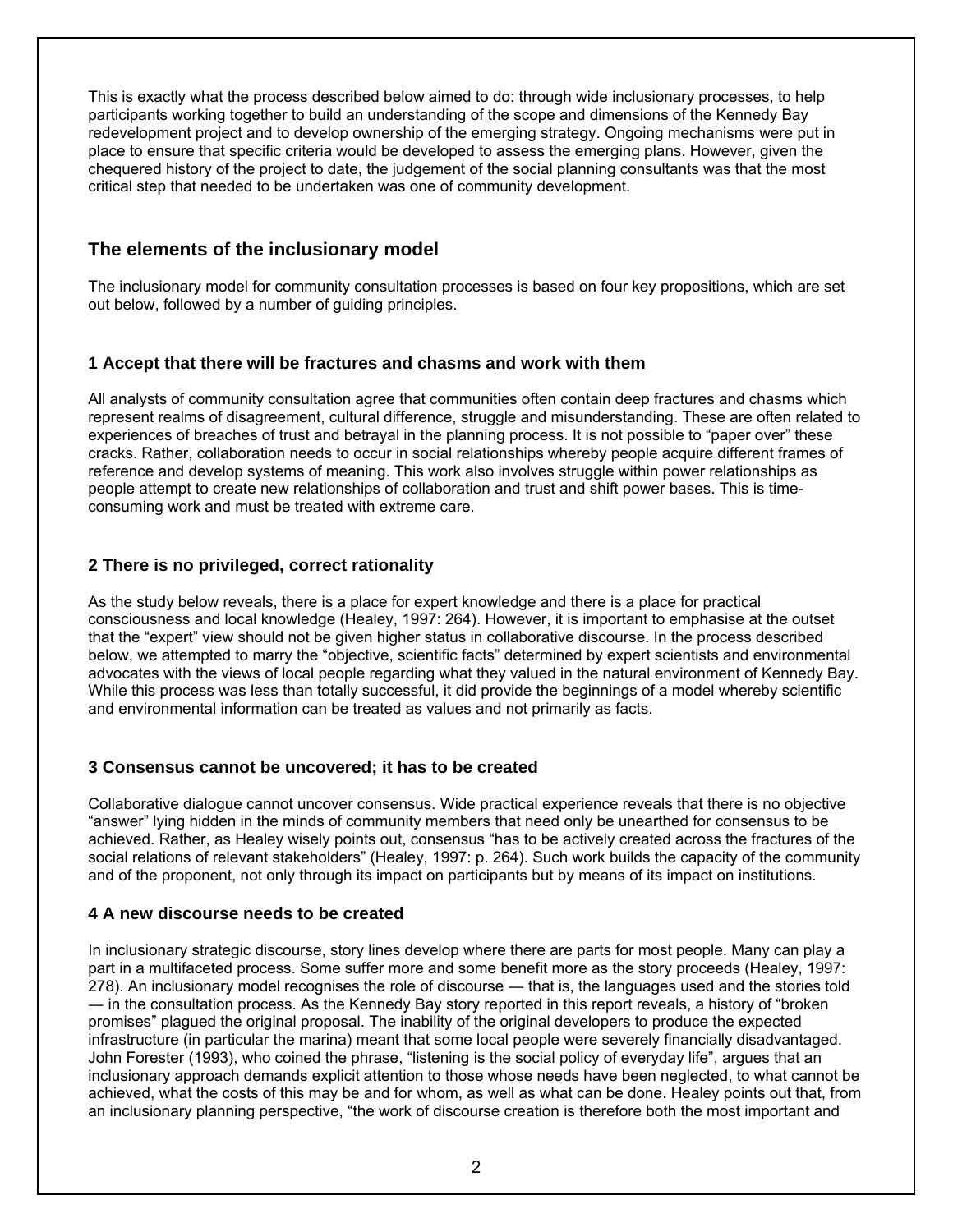This is exactly what the process described below aimed to do: through wide inclusionary processes, to help participants working together to build an understanding of the scope and dimensions of the Kennedy Bay redevelopment project and to develop ownership of the emerging strategy. Ongoing mechanisms were put in place to ensure that specific criteria would be developed to assess the emerging plans. However, given the chequered history of the project to date, the judgement of the social planning consultants was that the most critical step that needed to be undertaken was one of community development.

## The elements of the inclusionary model

The inclusionary model for community consultation processes is based on four key propositions, which are set out below, followed by a number of guiding principles.

### 1 Accept that there will be fractures and chasms and work with them

All analysts of community consultation agree that communities often contain deep fractures and chasms which represent realms of disagreement, cultural difference, struggle and misunderstanding. These are often related to experiences of breaches of trust and betrayal in the planning process. It is not possible to "paper over" these cracks. Rather, collaboration needs to occur in social relationships whereby people acquire different frames of reference and develop systems of meaning. This work also involves struggle within power relationships as people attempt to create new relationships of collaboration and trust and shift power bases. This is time-consuming work and must be treated with extreme care.

### 2 There is no privileged, correct rationality

As the study below reveals, there is a place for expert knowledge and there is a place for practical consciousness and local knowledge (Healey, 1997: 264). However, it is important to emphasise at the outset that the "expert" view should not be given higher status in collaborative discourse. In the process described below, we attempted to marry the "objective, scientific facts" determined by expert scientists and environmental advocates with the views of local people regarding what they valued in the natural environment of Kennedy Bay. While this process was less than totally successful, it did provide the beginnings of a model whereby scientific and environmental information can be treated as values and not primarily as facts.

### 3 Consensus cannot be uncovered; it has to be created

Collaborative dialogue cannot uncover consensus. Wide practical experience reveals that there is no objective "answer" lying hidden in the minds of community members that need only be unearthed for consensus to be achieved. Rather, as Healey wisely points out, consensus "has to be actively created across the fractures of the social relations of relevant stakeholders" (Healey, 1997: p. 264). Such work builds the capacity of the community and of the proponent, not only through its impact on participants but by means of its impact on institutions.

### 4 A new discourse needs to be created

In inclusionary strategic discourse, story lines develop where there are parts for most people. Many can play a part in a multifaceted process. Some suffer more and some benefit more as the story proceeds (Healey, 1997: 278). An inclusionary model recognises the role of discourse — that is, the languages used and the stories told — in the consultation process. As the Kennedy Bay story reported in this report reveals, a history of "broken promises" plagued the original proposal. The inability of the original developers to produce the expected infrastructure (in particular the marina) meant that some local people were severely financially disadvantaged. John Forester (1993), who coined the phrase, "listening is the social policy of everyday life", argues that an inclusionary approach demands explicit attention to those whose needs have been neglected, to what cannot be achieved, what the costs of this may be and for whom, as well as what can be done. Healey points out that, from an inclusionary planning perspective, "the work of discourse creation is therefore both the most important and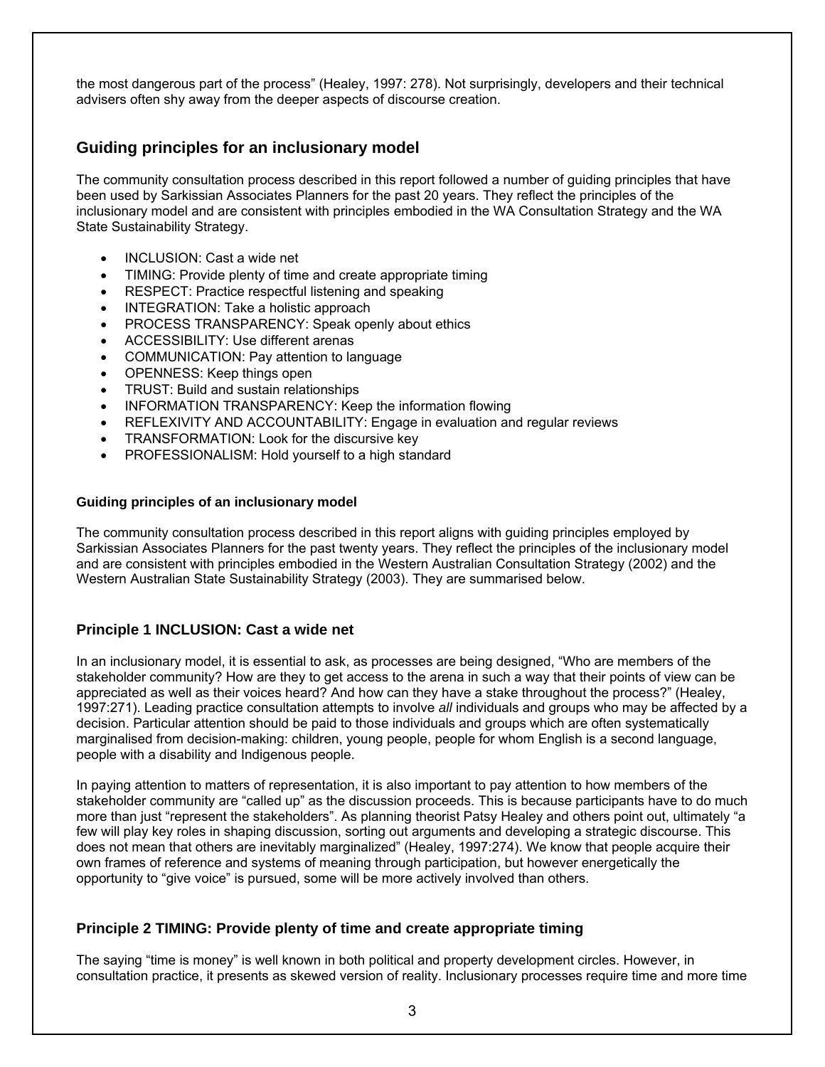the most dangerous part of the process" (Healey, 1997: 278). Not surprisingly, developers and their technical advisers often shy away from the deeper aspects of discourse creation.

## Guiding principles for an inclusionary model

The community consultation process described in this report followed a number of guiding principles that have been used by Sarkissian Associates Planners for the past 20 years. They reflect the principles of the inclusionary model and are consistent with principles embodied in the WA Consultation Strategy and the WA State Sustainability Strategy.

- INCLUSION: Cast a wide net
- TIMING: Provide plenty of time and create appropriate timing
- RESPECT: Practice respectful listening and speaking
- INTEGRATION: Take a holistic approach
- PROCESS TRANSPARENCY: Speak openly about ethics
- ACCESSIBILITY: Use different arenas
- COMMUNICATION: Pay attention to language
- OPENNESS: Keep things open
- TRUST: Build and sustain relationships
- INFORMATION TRANSPARENCY: Keep the information flowing
- REFLEXIVITY AND ACCOUNTABILITY: Engage in evaluation and regular reviews
- TRANSFORMATION: Look for the discursive key
- PROFESSIONALISM: Hold yourself to a high standard

#### Guiding principles of an inclusionary model

The community consultation process described in this report aligns with guiding principles employed by Sarkissian Associates Planners for the past twenty years. They reflect the principles of the inclusionary model and are consistent with principles embodied in the Western Australian Consultation Strategy (2002) and the Western Australian State Sustainability Strategy (2003). They are summarised below.

### Principle 1 INCLUSION: Cast a wide net

In an inclusionary model, it is essential to ask, as processes are being designed, "Who are members of the stakeholder community? How are they to get access to the arena in such a way that their points of view can be appreciated as well as their voices heard? And how can they have a stake throughout the process?" (Healey, 1997:271). Leading practice consultation attempts to involve *all* individuals and groups who may be affected by a decision. Particular attention should be paid to those individuals and groups which are often systematically marginalised from decision-making: children, young people, people for whom English is a second language, people with a disability and Indigenous people.

In paying attention to matters of representation, it is also important to pay attention to how members of the stakeholder community are "called up" as the discussion proceeds. This is because participants have to do much more than just "represent the stakeholders". As planning theorist Patsy Healey and others point out, ultimately "a few will play key roles in shaping discussion, sorting out arguments and developing a strategic discourse. This does not mean that others are inevitably marginalized" (Healey, 1997:274). We know that people acquire their own frames of reference and systems of meaning through participation, but however energetically the opportunity to "give voice" is pursued, some will be more actively involved than others.

### Principle 2 TIMING: Provide plenty of time and create appropriate timing

The saying "time is money" is well known in both political and property development circles. However, in consultation practice, it presents as skewed version of reality. Inclusionary processes require time and more time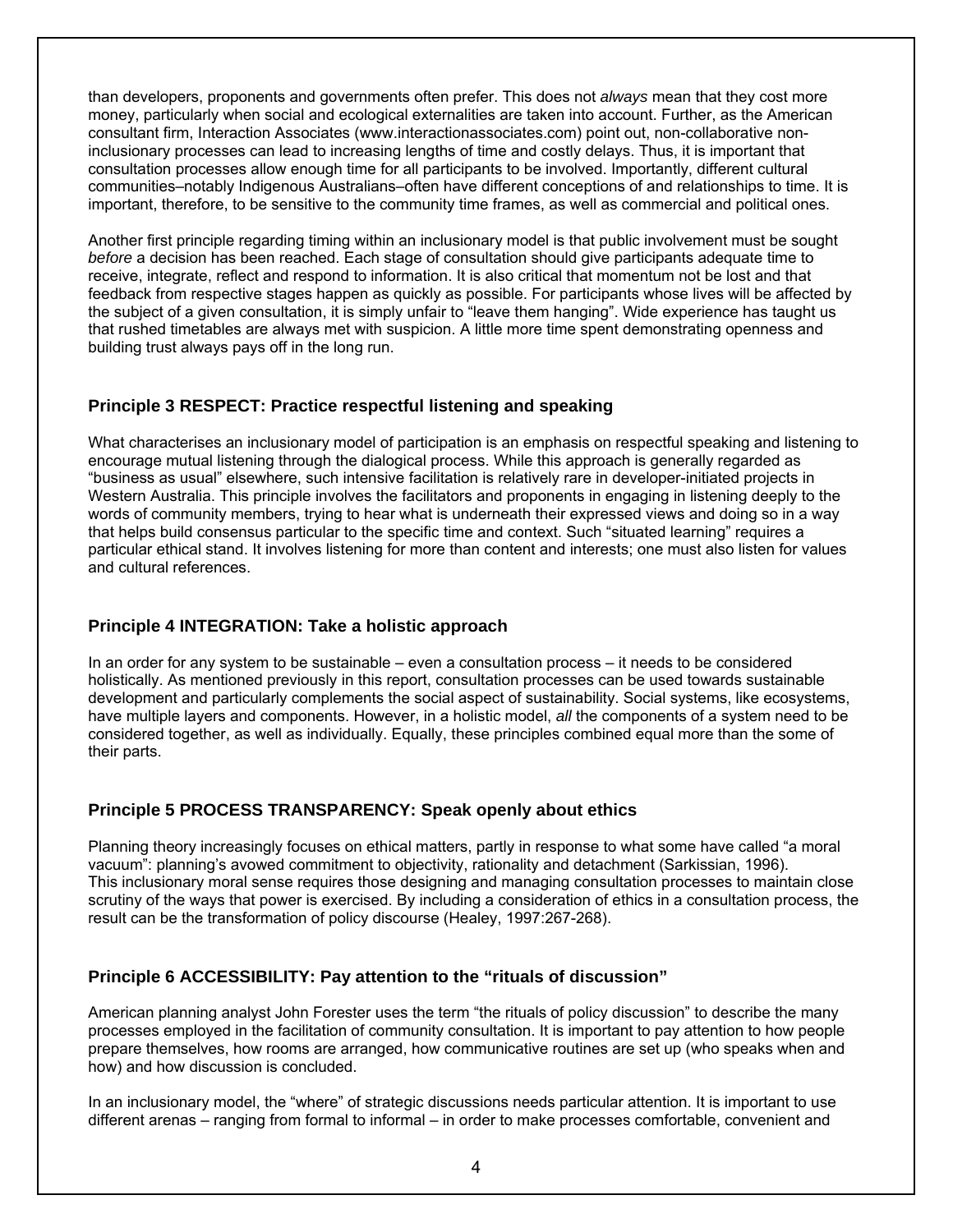than developers, proponents and governments often prefer. This does not *always* mean that they cost more money, particularly when social and ecological externalities are taken into account. Further, as the American consultant firm, Interaction Associates (www.interactionassociates.com) point out, non-collaborative non-inclusionary processes can lead to increasing lengths of time and costly delays. Thus, it is important that consultation processes allow enough time for all participants to be involved. Importantly, different cultural communities–notably Indigenous Australians–often have different conceptions of and relationships to time. It is important, therefore, to be sensitive to the community time frames, as well as commercial and political ones.

Another first principle regarding timing within an inclusionary model is that public involvement must be sought *before* a decision has been reached. Each stage of consultation should give participants adequate time to receive, integrate, reflect and respond to information. It is also critical that momentum not be lost and that feedback from respective stages happen as quickly as possible. For participants whose lives will be affected by the subject of a given consultation, it is simply unfair to "leave them hanging". Wide experience has taught us that rushed timetables are always met with suspicion. A little more time spent demonstrating openness and building trust always pays off in the long run.

### Principle 3 RESPECT: Practice respectful listening and speaking

What characterises an inclusionary model of participation is an emphasis on respectful speaking and listening to encourage mutual listening through the dialogical process. While this approach is generally regarded as "business as usual" elsewhere, such intensive facilitation is relatively rare in developer-initiated projects in Western Australia. This principle involves the facilitators and proponents in engaging in listening deeply to the words of community members, trying to hear what is underneath their expressed views and doing so in a way that helps build consensus particular to the specific time and context. Such "situated learning" requires a particular ethical stand. It involves listening for more than content and interests; one must also listen for values and cultural references.

### Principle 4 INTEGRATION: Take a holistic approach

In an order for any system to be sustainable – even a consultation process – it needs to be considered holistically. As mentioned previously in this report, consultation processes can be used towards sustainable development and particularly complements the social aspect of sustainability. Social systems, like ecosystems, have multiple layers and components. However, in a holistic model, *all* the components of a system need to be considered together, as well as individually. Equally, these principles combined equal more than the some of their parts.

### Principle 5 PROCESS TRANSPARENCY: Speak openly about ethics

Planning theory increasingly focuses on ethical matters, partly in response to what some have called "a moral vacuum": planning's avowed commitment to objectivity, rationality and detachment (Sarkissian, 1996). This inclusionary moral sense requires those designing and managing consultation processes to maintain close scrutiny of the ways that power is exercised. By including a consideration of ethics in a consultation process, the result can be the transformation of policy discourse (Healey, 1997:267-268).

### Principle 6 ACCESSIBILITY: Pay attention to the "rituals of discussion"

American planning analyst John Forester uses the term "the rituals of policy discussion" to describe the many processes employed in the facilitation of community consultation. It is important to pay attention to how people prepare themselves, how rooms are arranged, how communicative routines are set up (who speaks when and how) and how discussion is concluded.

In an inclusionary model, the "where" of strategic discussions needs particular attention. It is important to use different arenas – ranging from formal to informal – in order to make processes comfortable, convenient and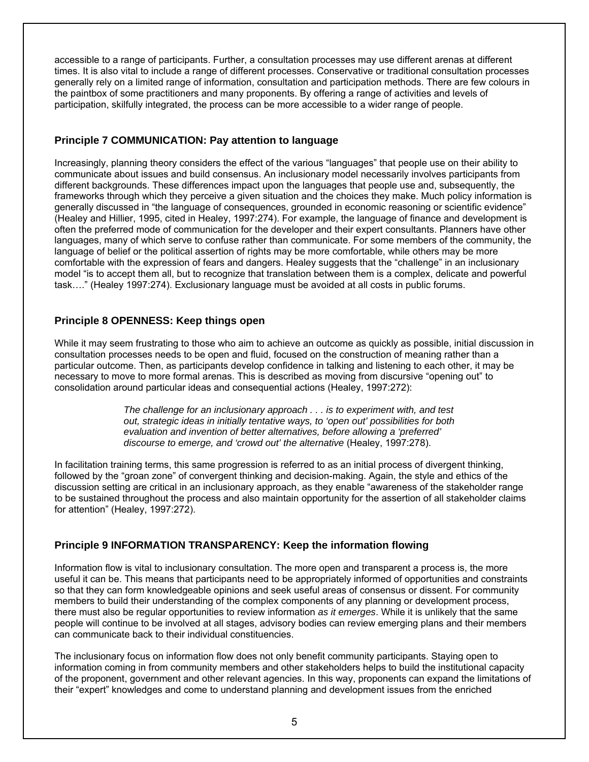accessible to a range of participants. Further, a consultation processes may use different arenas at different times. It is also vital to include a range of different processes. Conservative or traditional consultation processes generally rely on a limited range of information, consultation and participation methods. There are few colours in the paintbox of some practitioners and many proponents. By offering a range of activities and levels of participation, skilfully integrated, the process can be more accessible to a wider range of people.

### Principle 7 COMMUNICATION: Pay attention to language

Increasingly, planning theory considers the effect of the various "languages" that people use on their ability to communicate about issues and build consensus. An inclusionary model necessarily involves participants from different backgrounds. These differences impact upon the languages that people use and, subsequently, the frameworks through which they perceive a given situation and the choices they make. Much policy information is generally discussed in "the language of consequences, grounded in economic reasoning or scientific evidence" (Healey and Hillier, 1995, cited in Healey, 1997:274). For example, the language of finance and development is often the preferred mode of communication for the developer and their expert consultants. Planners have other languages, many of which serve to confuse rather than communicate. For some members of the community, the language of belief or the political assertion of rights may be more comfortable, while others may be more comfortable with the expression of fears and dangers. Healey suggests that the "challenge" in an inclusionary model "is to accept them all, but to recognize that translation between them is a complex, delicate and powerful task…." (Healey 1997:274). Exclusionary language must be avoided at all costs in public forums.

### Principle 8 OPENNESS: Keep things open

While it may seem frustrating to those who aim to achieve an outcome as quickly as possible, initial discussion in consultation processes needs to be open and fluid, focused on the construction of meaning rather than a particular outcome. Then, as participants develop confidence in talking and listening to each other, it may be necessary to move to more formal arenas. This is described as moving from discursive "opening out" to consolidation around particular ideas and consequential actions (Healey, 1997:272):

> *The challenge for an inclusionary approach . . . is to experiment with, and test out, strategic ideas in initially tentative ways, to 'open out' possibilities for both evaluation and invention of better alternatives, before allowing a 'preferred' discourse to emerge, and 'crowd out' the alternative* (Healey, 1997:278).

In facilitation training terms, this same progression is referred to as an initial process of divergent thinking, followed by the "groan zone" of convergent thinking and decision-making. Again, the style and ethics of the discussion setting are critical in an inclusionary approach, as they enable "awareness of the stakeholder range to be sustained throughout the process and also maintain opportunity for the assertion of all stakeholder claims for attention" (Healey, 1997:272).

### Principle 9 INFORMATION TRANSPARENCY: Keep the information flowing

Information flow is vital to inclusionary consultation. The more open and transparent a process is, the more useful it can be. This means that participants need to be appropriately informed of opportunities and constraints so that they can form knowledgeable opinions and seek useful areas of consensus or dissent. For community members to build their understanding of the complex components of any planning or development process, there must also be regular opportunities to review information *as it emerges*. While it is unlikely that the same people will continue to be involved at all stages, advisory bodies can review emerging plans and their members can communicate back to their individual constituencies.

The inclusionary focus on information flow does not only benefit community participants. Staying open to information coming in from community members and other stakeholders helps to build the institutional capacity of the proponent, government and other relevant agencies. In this way, proponents can expand the limitations of their "expert" knowledges and come to understand planning and development issues from the enriched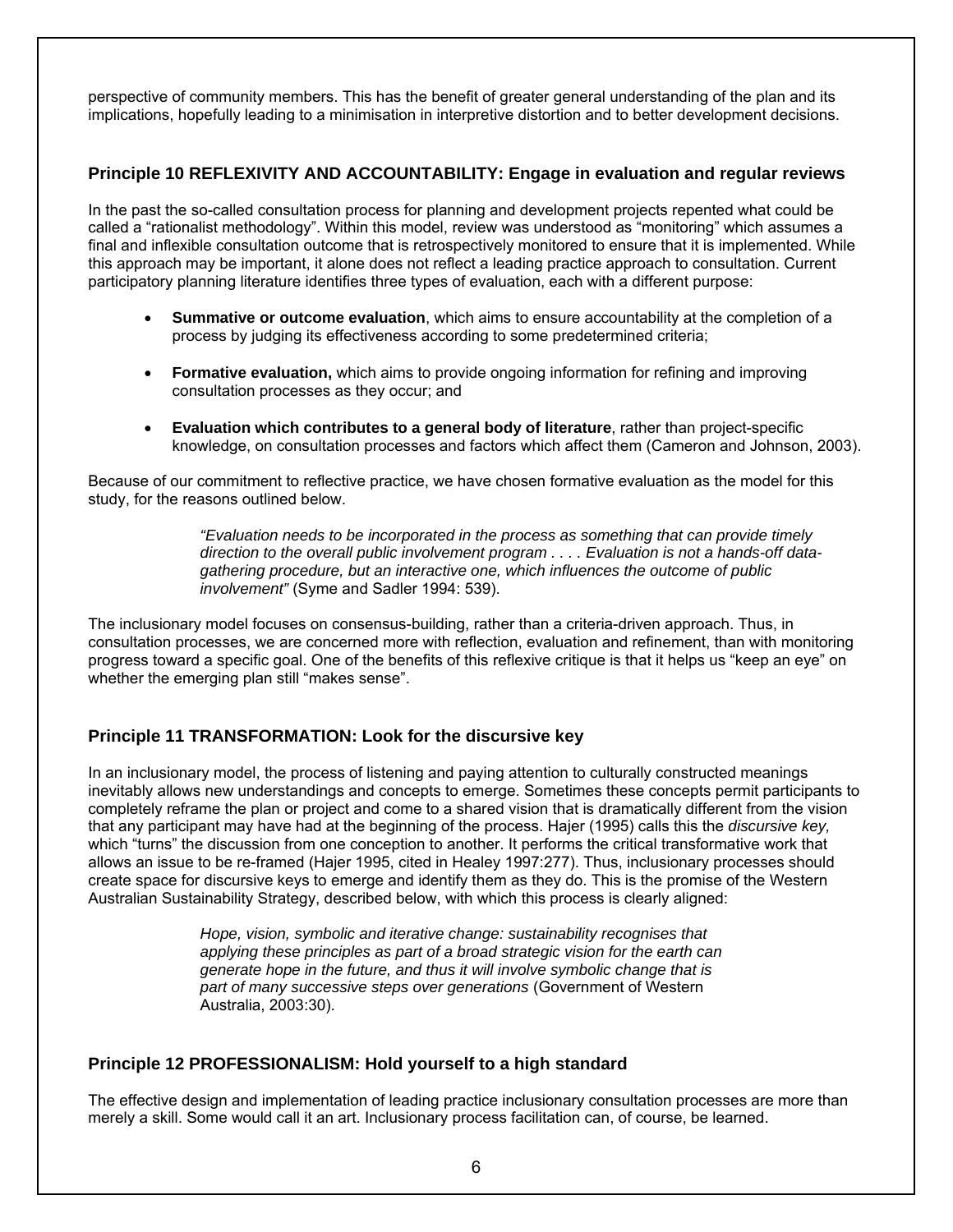perspective of community members. This has the benefit of greater general understanding of the plan and its implications, hopefully leading to a minimisation in interpretive distortion and to better development decisions.

### Principle 10 REFLEXIVITY AND ACCOUNTABILITY: Engage in evaluation and regular reviews

In the past the so-called consultation process for planning and development projects repented what could be called a "rationalist methodology". Within this model, review was understood as "monitoring" which assumes a final and inflexible consultation outcome that is retrospectively monitored to ensure that it is implemented. While this approach may be important, it alone does not reflect a leading practice approach to consultation. Current participatory planning literature identifies three types of evaluation, each with a different purpose:

- **Summative or outcome evaluation**, which aims to ensure accountability at the completion of a process by judging its effectiveness according to some predetermined criteria;
- **Formative evaluation,** which aims to provide ongoing information for refining and improving consultation processes as they occur; and
- **Evaluation which contributes to a general body of literature**, rather than project-specific knowledge, on consultation processes and factors which affect them (Cameron and Johnson, 2003).

Because of our commitment to reflective practice, we have chosen formative evaluation as the model for this study, for the reasons outlined below.

> *"Evaluation needs to be incorporated in the process as something that can provide timely direction to the overall public involvement program . . . . Evaluation is not a hands-off data-gathering procedure, but an interactive one, which influences the outcome of public involvement"* (Syme and Sadler 1994: 539).

The inclusionary model focuses on consensus-building, rather than a criteria-driven approach. Thus, in consultation processes, we are concerned more with reflection, evaluation and refinement, than with monitoring progress toward a specific goal. One of the benefits of this reflexive critique is that it helps us "keep an eye" on whether the emerging plan still "makes sense".

### Principle 11 TRANSFORMATION: Look for the discursive key

In an inclusionary model, the process of listening and paying attention to culturally constructed meanings inevitably allows new understandings and concepts to emerge. Sometimes these concepts permit participants to completely reframe the plan or project and come to a shared vision that is dramatically different from the vision that any participant may have had at the beginning of the process. Hajer (1995) calls this the *discursive key,* which "turns" the discussion from one conception to another. It performs the critical transformative work that allows an issue to be re-framed (Hajer 1995, cited in Healey 1997:277). Thus, inclusionary processes should create space for discursive keys to emerge and identify them as they do. This is the promise of the Western Australian Sustainability Strategy, described below, with which this process is clearly aligned:

> *Hope, vision, symbolic and iterative change: sustainability recognises that applying these principles as part of a broad strategic vision for the earth can generate hope in the future, and thus it will involve symbolic change that is part of many successive steps over generations* (Government of Western Australia, 2003:30).

### Principle 12 PROFESSIONALISM: Hold yourself to a high standard

The effective design and implementation of leading practice inclusionary consultation processes are more than merely a skill. Some would call it an art. Inclusionary process facilitation can, of course, be learned.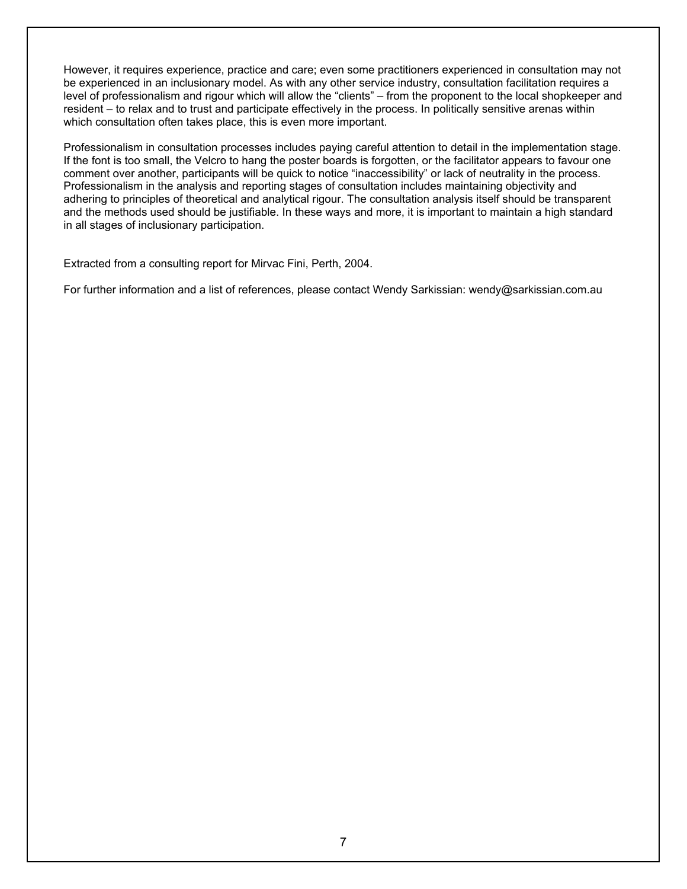However, it requires experience, practice and care; even some practitioners experienced in consultation may not be experienced in an inclusionary model. As with any other service industry, consultation facilitation requires a level of professionalism and rigour which will allow the "clients" – from the proponent to the local shopkeeper and resident – to relax and to trust and participate effectively in the process. In politically sensitive arenas within which consultation often takes place, this is even more important.

Professionalism in consultation processes includes paying careful attention to detail in the implementation stage. If the font is too small, the Velcro to hang the poster boards is forgotten, or the facilitator appears to favour one comment over another, participants will be quick to notice "inaccessibility" or lack of neutrality in the process. Professionalism in the analysis and reporting stages of consultation includes maintaining objectivity and adhering to principles of theoretical and analytical rigour. The consultation analysis itself should be transparent and the methods used should be justifiable. In these ways and more, it is important to maintain a high standard in all stages of inclusionary participation.

Extracted from a consulting report for Mirvac Fini, Perth, 2004.

For further information and a list of references, please contact Wendy Sarkissian: wendy@sarkissian.com.au